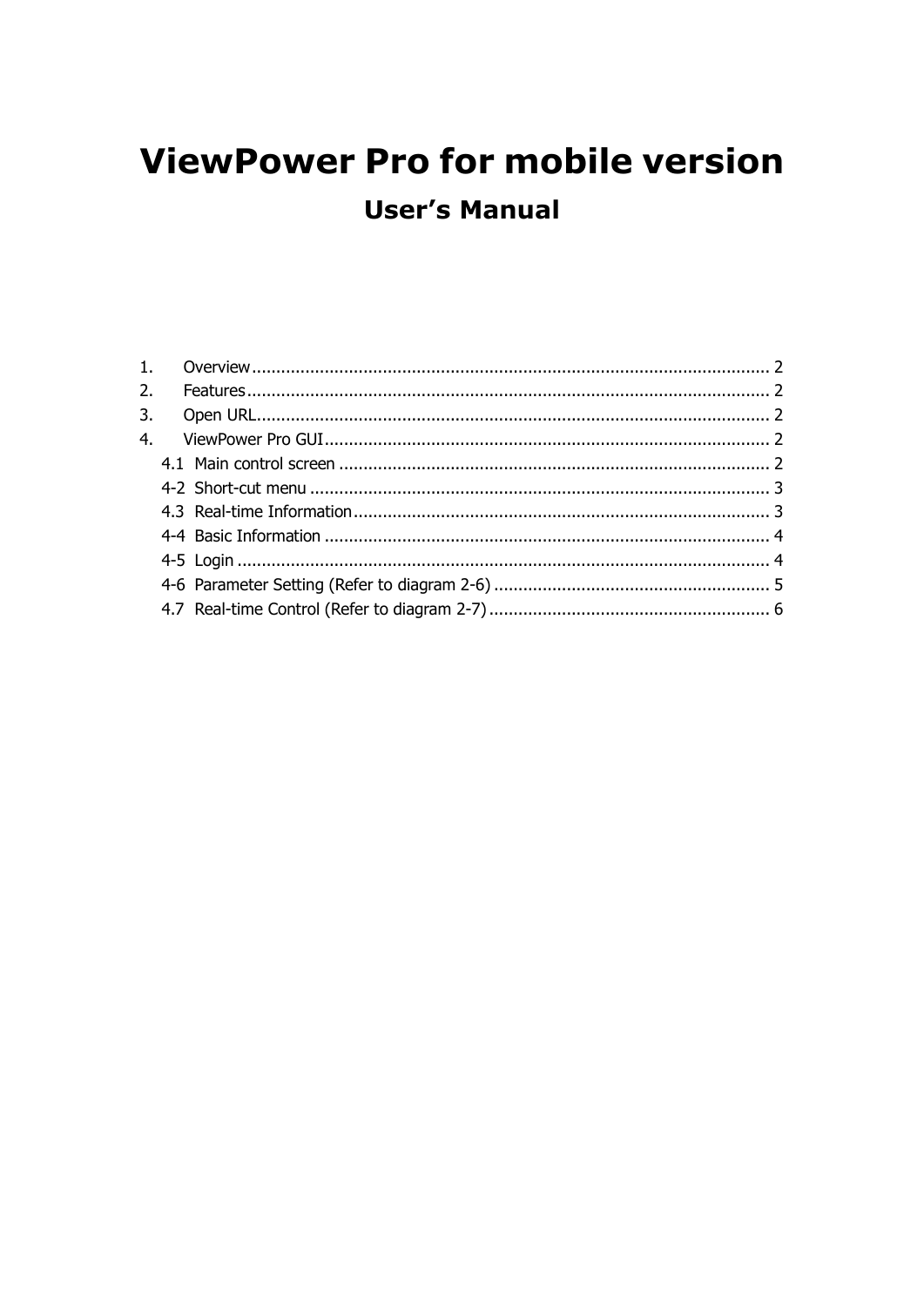# ViewPower Pro for mobile version

## User's Manual

1. Overview ........................................................................................................ 2
2. Features ........................................................................................................ 2
3. Open URL ........................................................................................................ 2
4. ViewPower Pro GUI ........................................................................................................ 2
   - 4.1 Main control screen ........................................................................................................ 2
   - 4-2 Short-cut menu ........................................................................................................ 3
   - 4.3 Real-time Information ........................................................................................................ 3
   - 4-4 Basic Information ........................................................................................................ 4
   - 4-5 Login ........................................................................................................ 4
   - 4-6 Parameter Setting (Refer to diagram 2-6) ........................................................................................................ 5
   - 4.7 Real-time Control (Refer to diagram 2-7) ........................................................................................................ 6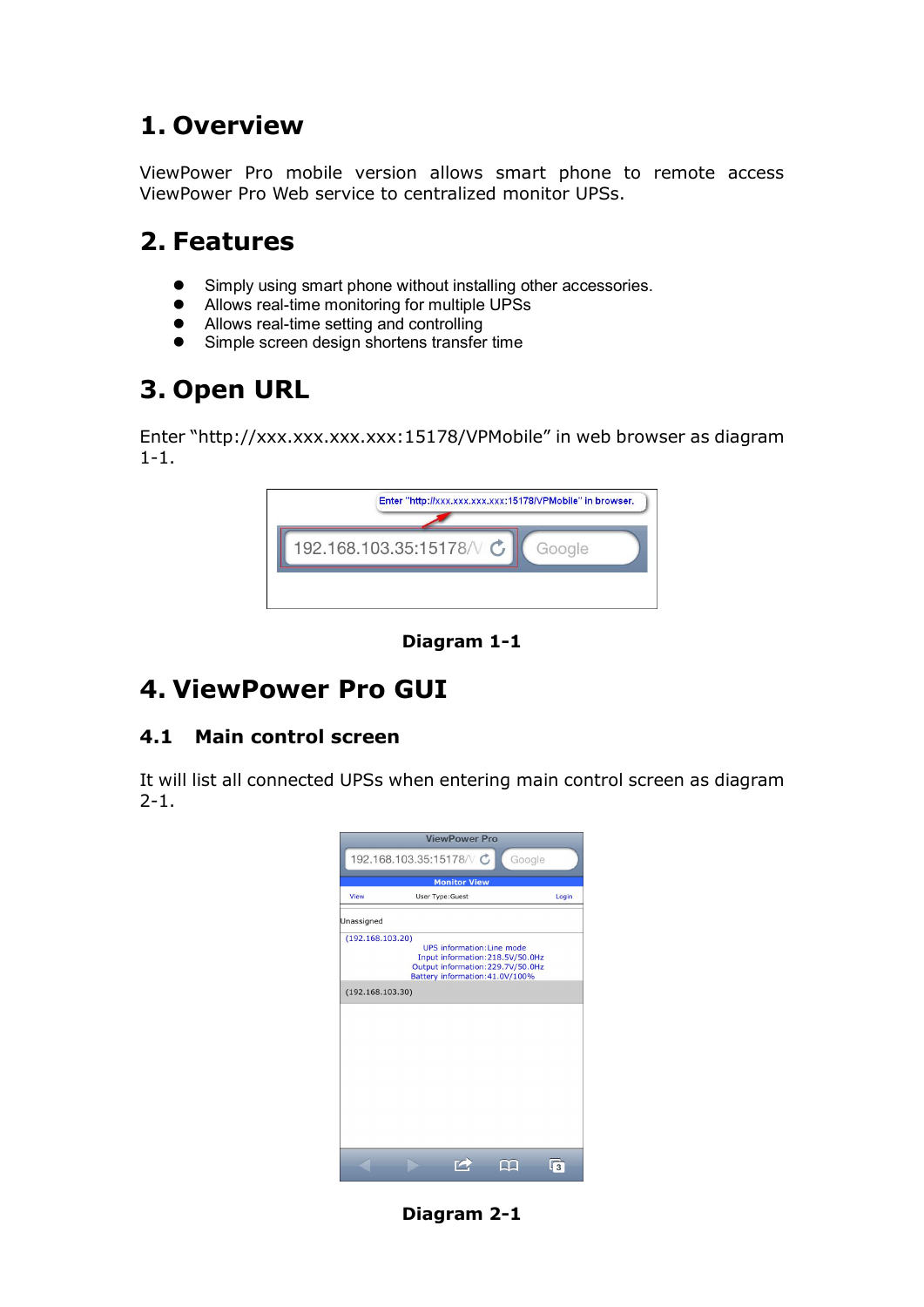# 1. Overview

ViewPower Pro mobile version allows smart phone to remote access ViewPower Pro Web service to centralized monitor UPSs.

# 2. Features

- Simply using smart phone without installing other accessories.
- Allows real-time monitoring for multiple UPSs
- Allows real-time setting and controlling
- Simple screen design shortens transfer time

# 3. Open URL

Enter "http://xxx.xxx.xxx.xxx:15178/VPMobile" in web browser as diagram 1-1.

**Diagram 1-1**

# 4. ViewPower Pro GUI

## 4.1 Main control screen

It will list all connected UPSs when entering main control screen as diagram 2-1.

**Diagram 2-1**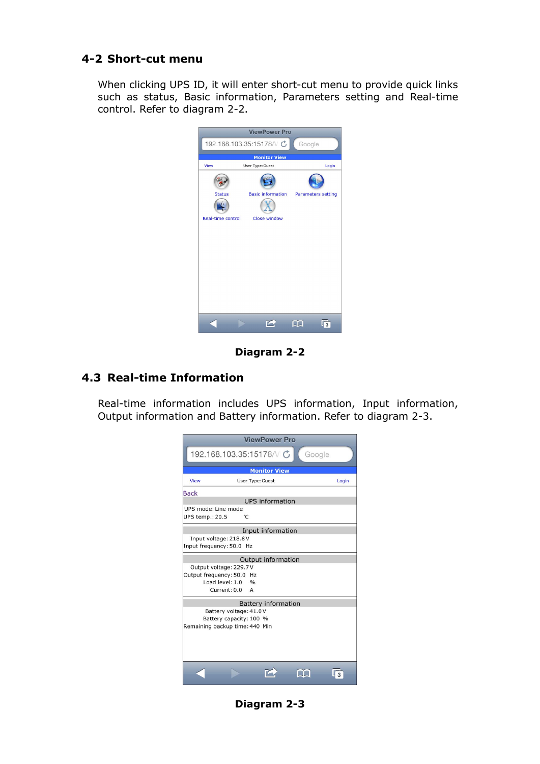## 4-2 Short-cut menu

When clicking UPS ID, it will enter short-cut menu to provide quick links such as status, Basic information, Parameters setting and Real-time control. Refer to diagram 2-2.

**Diagram 2-2**

## 4.3 Real-time Information

Real-time information includes UPS information, Input information, Output information and Battery information. Refer to diagram 2-3.

**Diagram 2-3**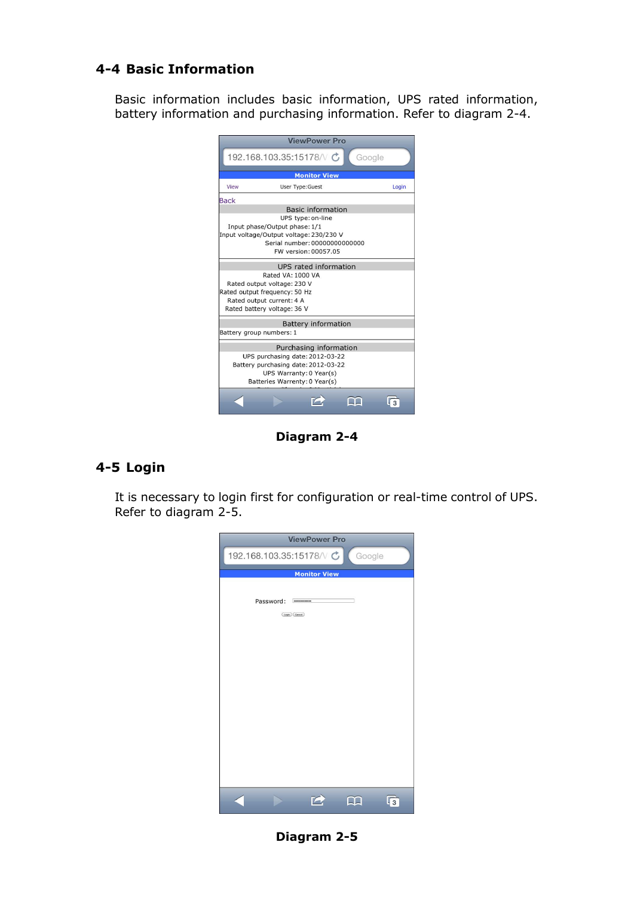## 4-4 Basic Information

Basic information includes basic information, UPS rated information, battery information and purchasing information. Refer to diagram 2-4.

ViewPower Pro

192.168.103.35:15178/

Monitor View

View User Type:Guest Login

Back

Basic information

UPS type: on-line

Input phase/Output phase: 1/1

Input voltage/Output voltage: 230/230 V

Serial number: 00000000000000

FW version: 00057.05

UPS rated information

Rated VA: 1000 VA

Rated output voltage: 230 V

Rated output frequency: 50 Hz

Rated output current: 4 A

Rated battery voltage: 36 V

Battery information

Battery group numbers: 1

Purchasing information

UPS purchasing date: 2012-03-22

Battery purchasing date: 2012-03-22

UPS Warranty: 0 Year(s)

Batteries Warrenty: 0 Year(s)

**Diagram 2-4**

## 4-5 Login

It is necessary to login first for configuration or real-time control of UPS. Refer to diagram 2-5.

ViewPower Pro

192.168.103.35:15178/

Monitor View

Password:

**Diagram 2-5**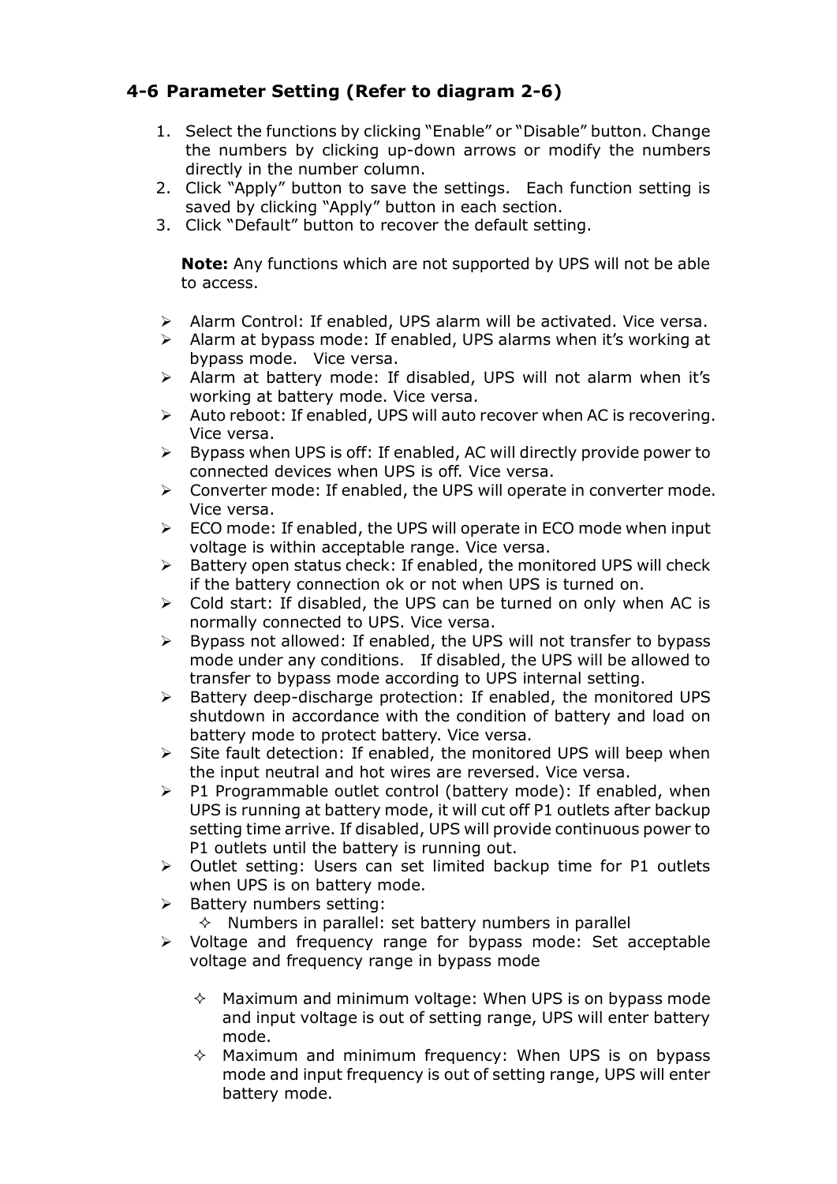### 4-6 Parameter Setting (Refer to diagram 2-6)

1. Select the functions by clicking "Enable" or "Disable" button. Change the numbers by clicking up-down arrows or modify the numbers directly in the number column.
2. Click "Apply" button to save the settings. Each function setting is saved by clicking "Apply" button in each section.
3. Click "Default" button to recover the default setting.

**Note:** Any functions which are not supported by UPS will not be able to access.

- Alarm Control: If enabled, UPS alarm will be activated. Vice versa.
- Alarm at bypass mode: If enabled, UPS alarms when it's working at bypass mode. Vice versa.
- Alarm at battery mode: If disabled, UPS will not alarm when it's working at battery mode. Vice versa.
- Auto reboot: If enabled, UPS will auto recover when AC is recovering. Vice versa.
- Bypass when UPS is off: If enabled, AC will directly provide power to connected devices when UPS is off. Vice versa.
- Converter mode: If enabled, the UPS will operate in converter mode. Vice versa.
- ECO mode: If enabled, the UPS will operate in ECO mode when input voltage is within acceptable range. Vice versa.
- Battery open status check: If enabled, the monitored UPS will check if the battery connection ok or not when UPS is turned on.
- Cold start: If disabled, the UPS can be turned on only when AC is normally connected to UPS. Vice versa.
- Bypass not allowed: If enabled, the UPS will not transfer to bypass mode under any conditions. If disabled, the UPS will be allowed to transfer to bypass mode according to UPS internal setting.
- Battery deep-discharge protection: If enabled, the monitored UPS shutdown in accordance with the condition of battery and load on battery mode to protect battery. Vice versa.
- Site fault detection: If enabled, the monitored UPS will beep when the input neutral and hot wires are reversed. Vice versa.
- P1 Programmable outlet control (battery mode): If enabled, when UPS is running at battery mode, it will cut off P1 outlets after backup setting time arrive. If disabled, UPS will provide continuous power to P1 outlets until the battery is running out.
- Outlet setting: Users can set limited backup time for P1 outlets when UPS is on battery mode.
- Battery numbers setting:
  - Numbers in parallel: set battery numbers in parallel
- Voltage and frequency range for bypass mode: Set acceptable voltage and frequency range in bypass mode
  - Maximum and minimum voltage: When UPS is on bypass mode and input voltage is out of setting range, UPS will enter battery mode.
  - Maximum and minimum frequency: When UPS is on bypass mode and input frequency is out of setting range, UPS will enter battery mode.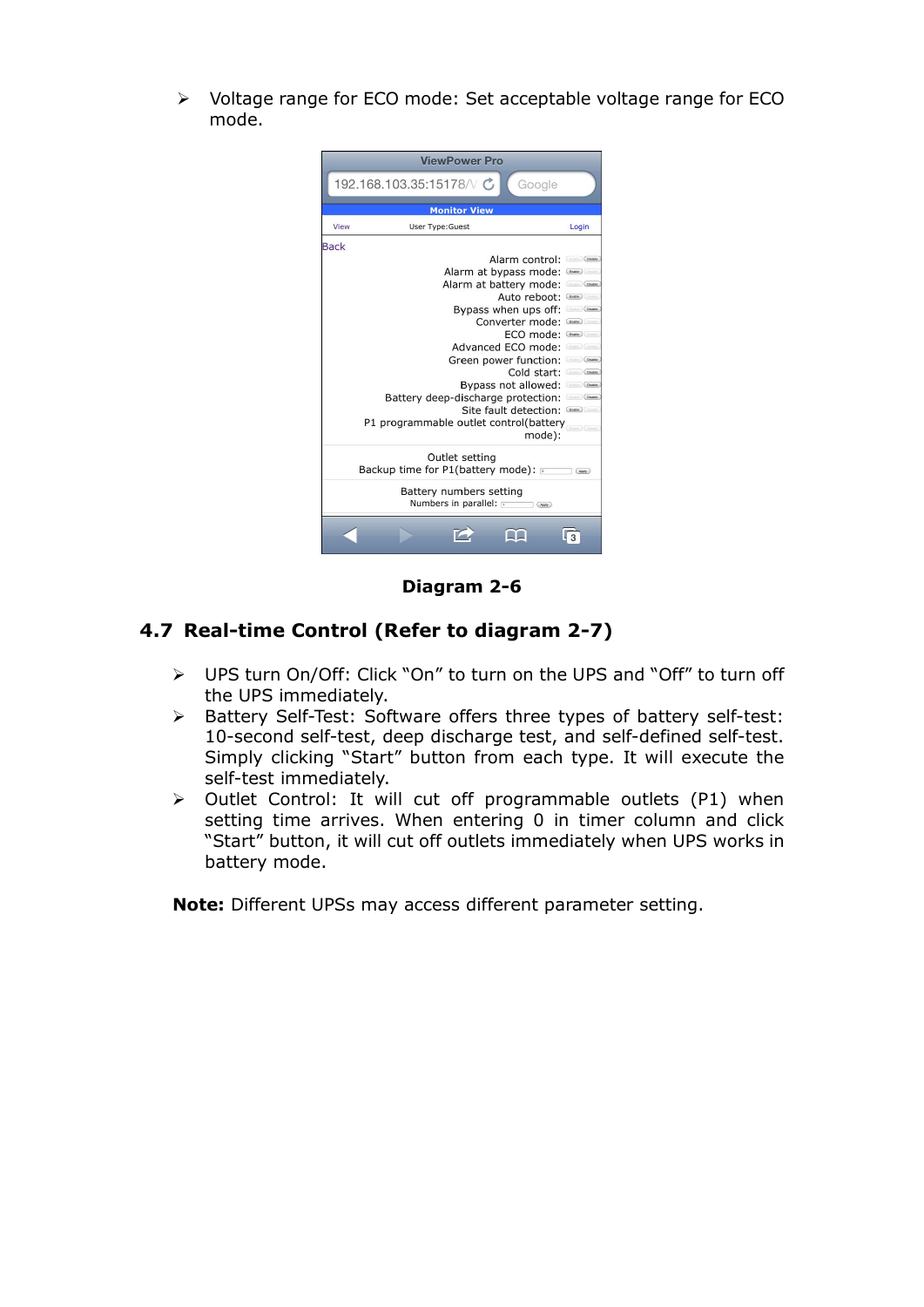- Voltage range for ECO mode: Set acceptable voltage range for ECO mode.

Diagram 2-6

## 4.7 Real-time Control (Refer to diagram 2-7)

- UPS turn On/Off: Click “On” to turn on the UPS and “Off” to turn off the UPS immediately.
- Battery Self-Test: Software offers three types of battery self-test: 10-second self-test, deep discharge test, and self-defined self-test. Simply clicking “Start” button from each type. It will execute the self-test immediately.
- Outlet Control: It will cut off programmable outlets (P1) when setting time arrives. When entering 0 in timer column and click “Start” button, it will cut off outlets immediately when UPS works in battery mode.

**Note:** Different UPSs may access different parameter setting.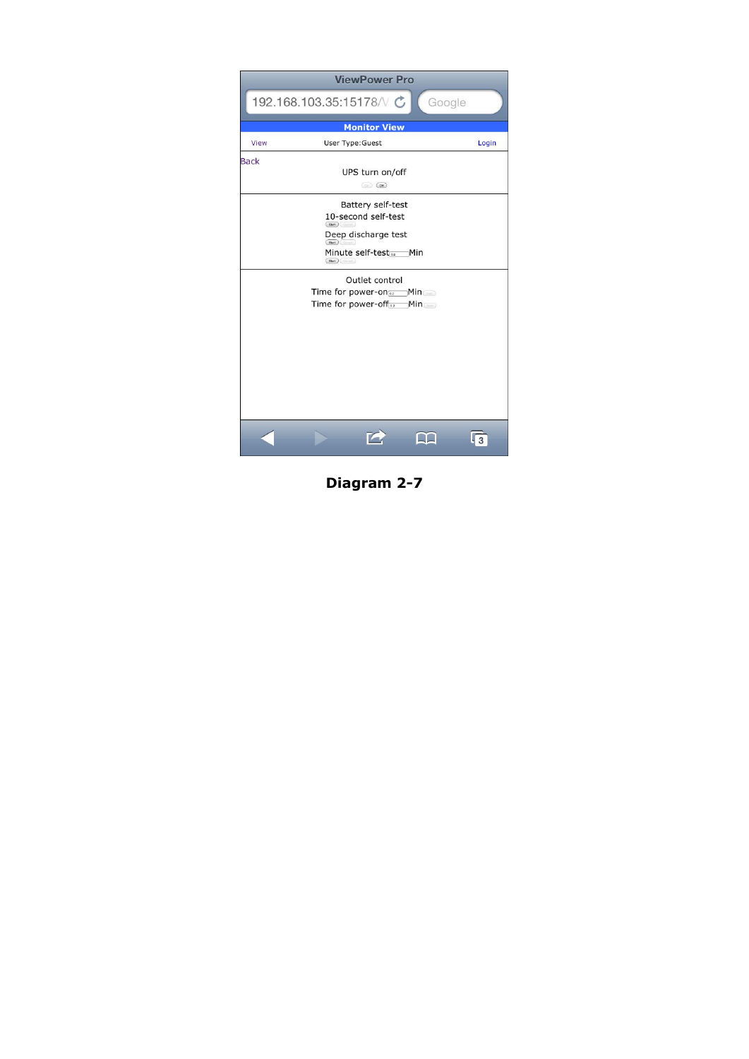ViewPower Pro

192.168.103.35:15178/V

Google

Monitor View

View    User Type:Guest    Login

Back

UPS turn on/off

Battery self-test

10-second self-test

Deep discharge test

Minute self-test Min

Outlet control

Time for power-on Min

Time for power-off Min

**Diagram 2-7**